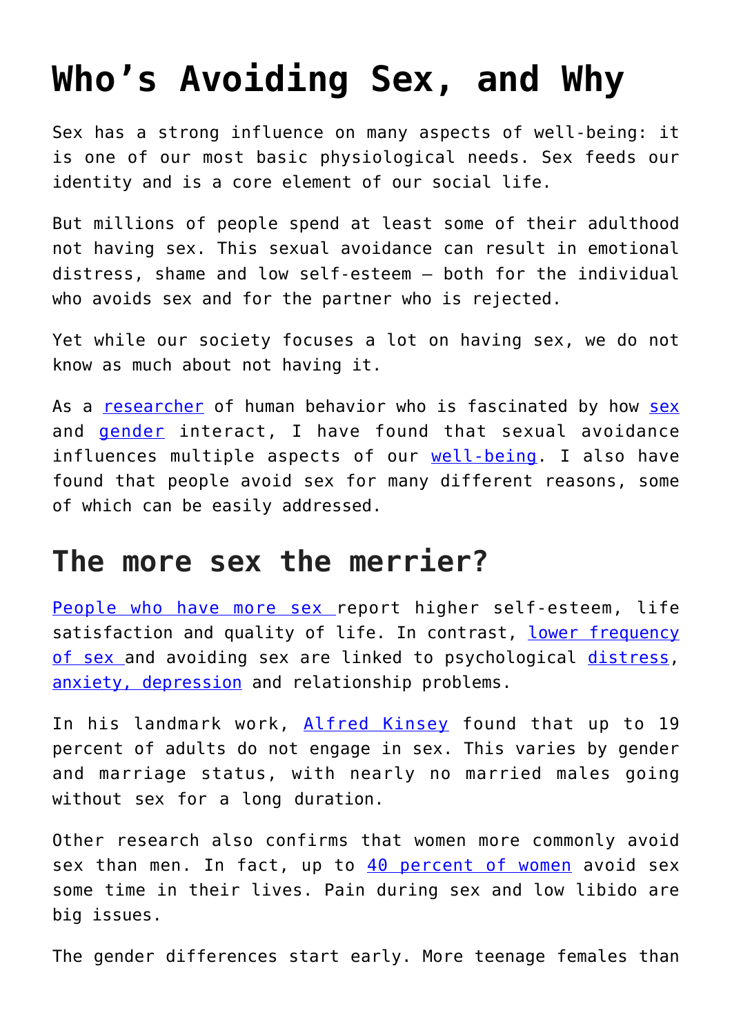# Who's Avoiding Sex, and Why

Sex has a strong influence on many aspects of well-being: it is one of our most basic physiological needs. Sex feeds our identity and is a core element of our social life.

But millions of people spend at least some of their adulthood not having sex. This sexual avoidance can result in emotional distress, shame and low self-esteem – both for the individual who avoids sex and for the partner who is rejected.

Yet while our society focuses a lot on having sex, we do not know as much about not having it.

As a researcher of human behavior who is fascinated by how sex and gender interact, I have found that sexual avoidance influences multiple aspects of our well-being. I also have found that people avoid sex for many different reasons, some of which can be easily addressed.

## The more sex the merrier?

People who have more sex report higher self-esteem, life satisfaction and quality of life. In contrast, lower frequency of sex and avoiding sex are linked to psychological distress, anxiety, depression and relationship problems.

In his landmark work, Alfred Kinsey found that up to 19 percent of adults do not engage in sex. This varies by gender and marriage status, with nearly no married males going without sex for a long duration.

Other research also confirms that women more commonly avoid sex than men. In fact, up to 40 percent of women avoid sex some time in their lives. Pain during sex and low libido are big issues.

The gender differences start early. More teenage females than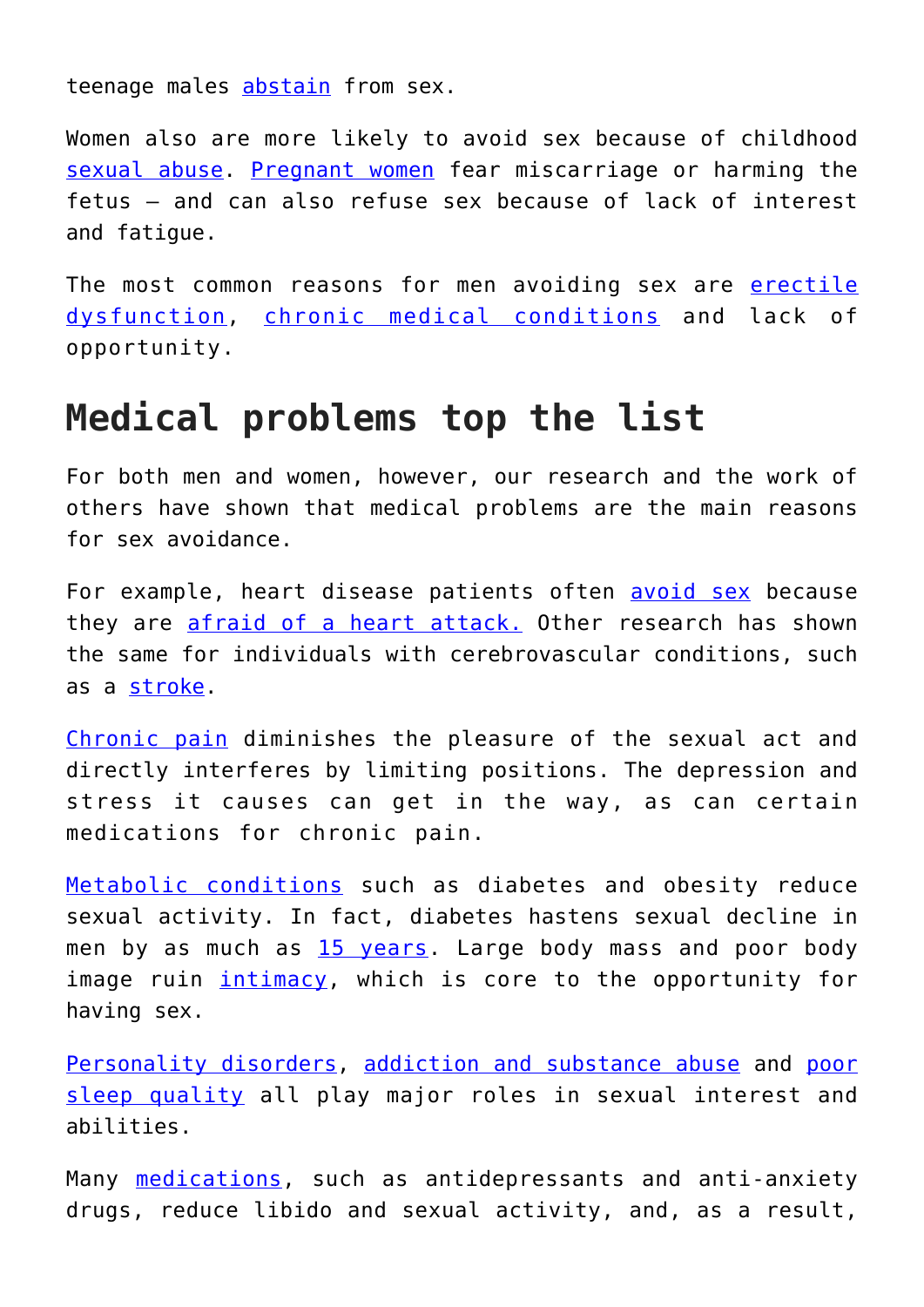teenage males abstain from sex.

Women also are more likely to avoid sex because of childhood sexual abuse. Pregnant women fear miscarriage or harming the fetus – and can also refuse sex because of lack of interest and fatigue.

The most common reasons for men avoiding sex are erectile dysfunction, chronic medical conditions and lack of opportunity.

## Medical problems top the list

For both men and women, however, our research and the work of others have shown that medical problems are the main reasons for sex avoidance.

For example, heart disease patients often avoid sex because they are afraid of a heart attack. Other research has shown the same for individuals with cerebrovascular conditions, such as a stroke.

Chronic pain diminishes the pleasure of the sexual act and directly interferes by limiting positions. The depression and stress it causes can get in the way, as can certain medications for chronic pain.

Metabolic conditions such as diabetes and obesity reduce sexual activity. In fact, diabetes hastens sexual decline in men by as much as 15 years. Large body mass and poor body image ruin intimacy, which is core to the opportunity for having sex.

Personality disorders, addiction and substance abuse and poor sleep quality all play major roles in sexual interest and abilities.

Many medications, such as antidepressants and anti-anxiety drugs, reduce libido and sexual activity, and, as a result,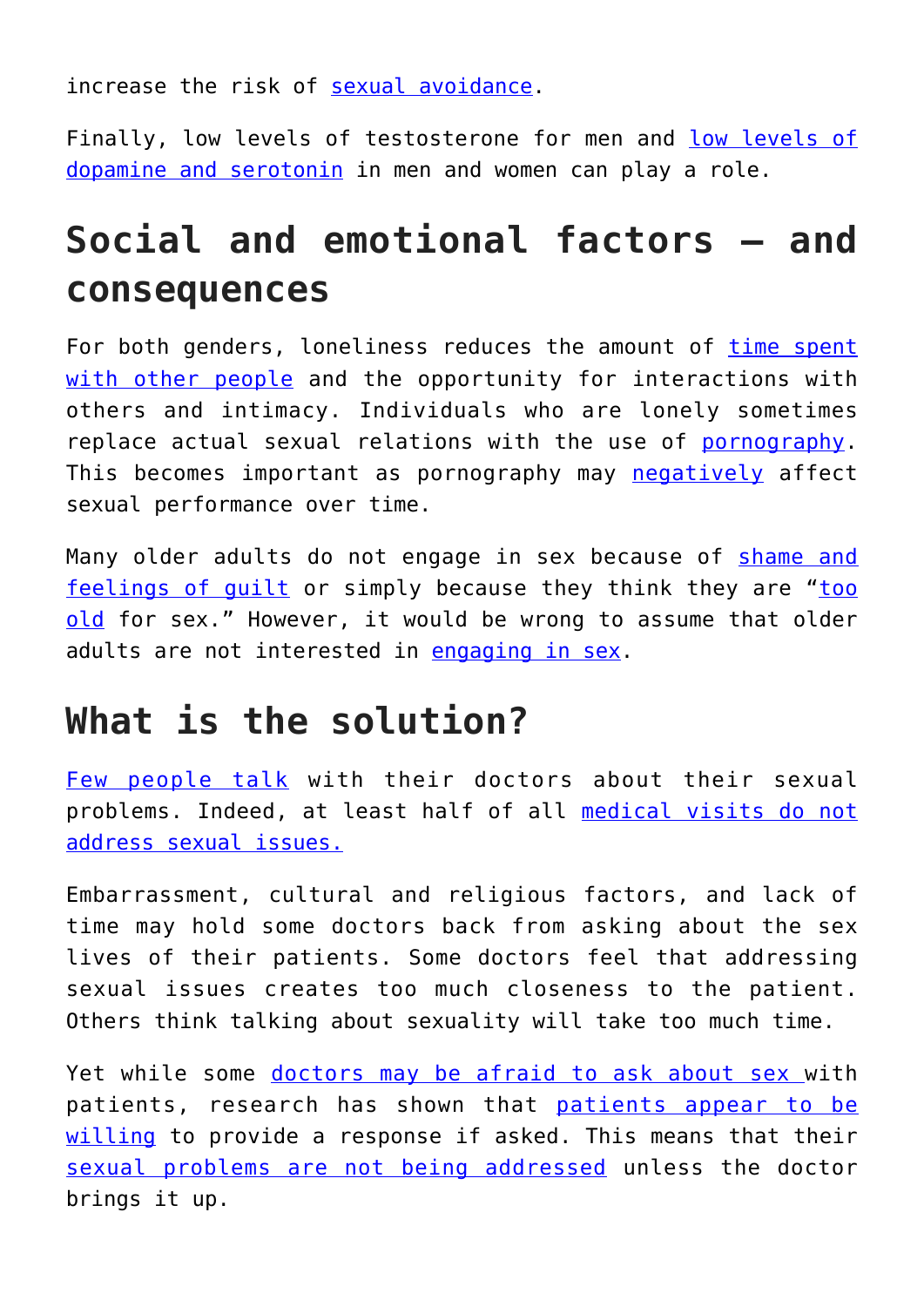increase the risk of sexual avoidance.

Finally, low levels of testosterone for men and low levels of dopamine and serotonin in men and women can play a role.

# Social and emotional factors — and consequences

For both genders, loneliness reduces the amount of time spent with other people and the opportunity for interactions with others and intimacy. Individuals who are lonely sometimes replace actual sexual relations with the use of pornography. This becomes important as pornography may negatively affect sexual performance over time.

Many older adults do not engage in sex because of shame and feelings of guilt or simply because they think they are "too old for sex." However, it would be wrong to assume that older adults are not interested in engaging in sex.

# What is the solution?

Few people talk with their doctors about their sexual problems. Indeed, at least half of all medical visits do not address sexual issues.

Embarrassment, cultural and religious factors, and lack of time may hold some doctors back from asking about the sex lives of their patients. Some doctors feel that addressing sexual issues creates too much closeness to the patient. Others think talking about sexuality will take too much time.

Yet while some doctors may be afraid to ask about sex with patients, research has shown that patients appear to be willing to provide a response if asked. This means that their sexual problems are not being addressed unless the doctor brings it up.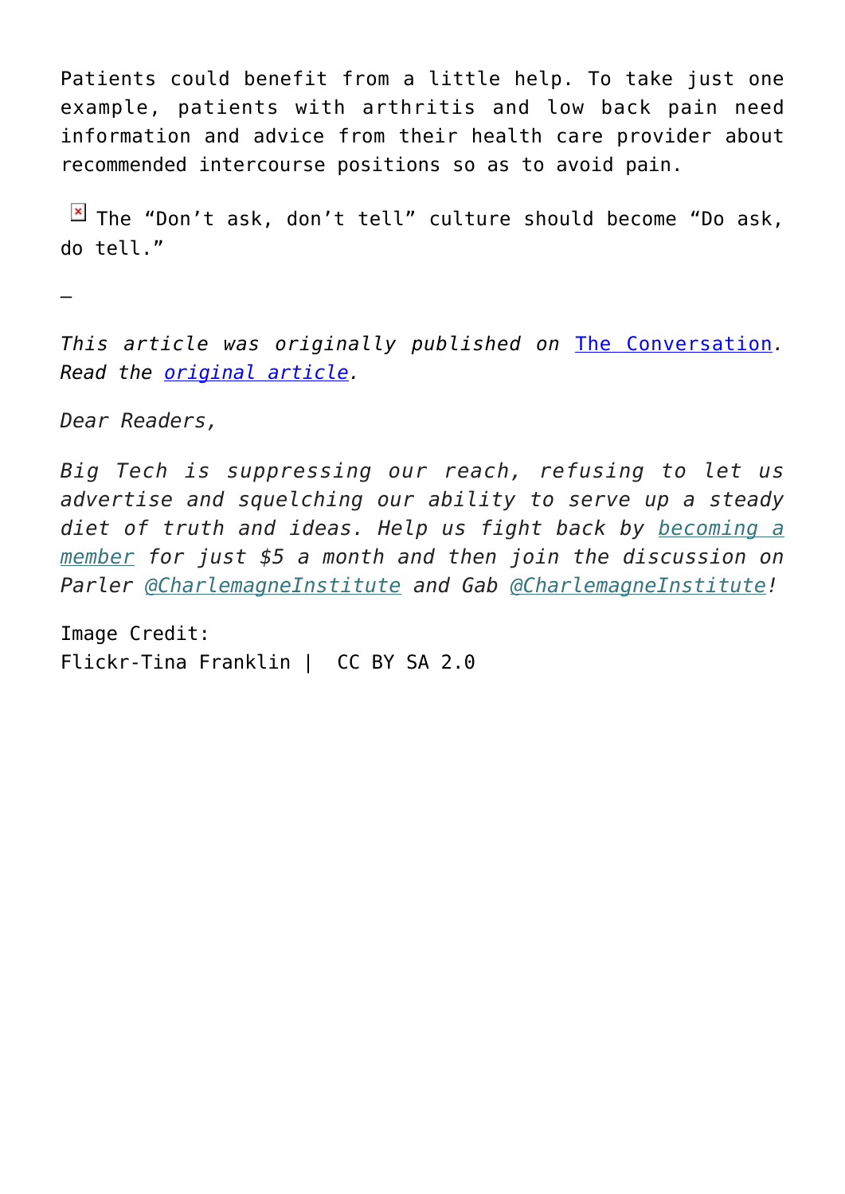Patients could benefit from a little help. To take just one example, patients with arthritis and low back pain need information and advice from their health care provider about recommended intercourse positions so as to avoid pain.

The “Don’t ask, don’t tell” culture should become “Do ask, do tell.”

—

*This article was originally published on The Conversation. Read the original article.*

*Dear Readers,*

*Big Tech is suppressing our reach, refusing to let us advertise and squelching our ability to serve up a steady diet of truth and ideas. Help us fight back by becoming a member for just $5 a month and then join the discussion on Parler @CharlemagneInstitute and Gab @CharlemagneInstitute!*

Image Credit:
Flickr-Tina Franklin | CC BY SA 2.0